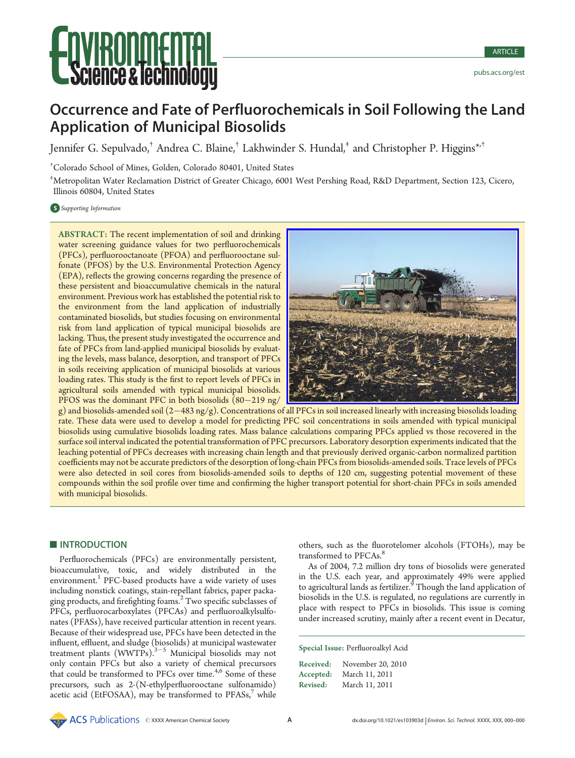# Occurrence and Fate of Perfluorochemicals in Soil Following the Land Application of Municipal Biosolids

Jennifer G. Sepulvado,[†] Andrea C. Blaine,[†] Lakhwinder S. Hundal,[‡] and Christopher P. Higgins*,[†]

[†]Colorado School of Mines, Golden, Colorado 80401, United States

[‡]Metropolitan Water Reclamation District of Greater Chicago, 6001 West Pershing Road, R&D Department, Section 123, Cicero, Illinois 60804, United States

Supporting Information

**ABSTRACT:** The recent implementation of soil and drinking water screening guidance values for two perfluorochemicals (PFCs), perfluorooctanoate (PFOA) and perfluorooctane sulfonate (PFOS) by the U.S. Environmental Protection Agency (EPA), reflects the growing concerns regarding the presence of these persistent and bioaccumulative chemicals in the natural environment. Previous work has established the potential risk to the environment from the land application of industrially contaminated biosolids, but studies focusing on environmental risk from land application of typical municipal biosolids are lacking. Thus, the present study investigated the occurrence and fate of PFCs from land-applied municipal biosolids by evaluating the levels, mass balance, desorption, and transport of PFCs in soils receiving application of municipal biosolids at various loading rates. This study is the first to report levels of PFCs in agricultural soils amended with typical municipal biosolids. PFOS was the dominant PFC in both biosolids (80−219 ng/g) and biosolids-amended soil (2−483 ng/g). Concentrations of all PFCs in soil increased linearly with increasing biosolids loading rate. These data were used to develop a model for predicting PFC soil concentrations in soils amended with typical municipal biosolids using cumulative biosolids loading rates. Mass balance calculations comparing PFCs applied vs those recovered in the surface soil interval indicated the potential transformation of PFC precursors. Laboratory desorption experiments indicated that the leaching potential of PFCs decreases with increasing chain length and that previously derived organic-carbon normalized partition coefficients may not be accurate predictors of the desorption of long-chain PFCs from biosolids-amended soils. Trace levels of PFCs were also detected in soil cores from biosolids-amended soils to depths of 120 cm, suggesting potential movement of these compounds within the soil profile over time and confirming the higher transport potential for short-chain PFCs in soils amended with municipal biosolids.

## INTRODUCTION

Perfluorochemicals (PFCs) are environmentally persistent, bioaccumulative, toxic, and widely distributed in the environment.[1] PFC-based products have a wide variety of uses including nonstick coatings, stain-repellant fabrics, paper packaging products, and firefighting foams.[2] Two specific subclasses of PFCs, perfluorocarboxylates (PFCAs) and perfluoroalkylsulfonates (PFASs), have received particular attention in recent years. Because of their widespread use, PFCs have been detected in the influent, effluent, and sludge (biosolids) at municipal wastewater treatment plants (WWTPs).[3−5] Municipal biosolids may not only contain PFCs but also a variety of chemical precursors that could be transformed to PFCs over time.[4,6] Some of these precursors, such as 2-(N-ethylperfluorooctane sulfonamido) acetic acid (EtFOSAA), may be transformed to PFASs,[7] while others, such as the fluorotelomer alcohols (FTOHs), may be transformed to PFCAs.[8]

As of 2004, 7.2 million dry tons of biosolids were generated in the U.S. each year, and approximately 49% were applied to agricultural lands as fertilizer.[9] Though the land application of biosolids in the U.S. is regulated, no regulations are currently in place with respect to PFCs in biosolids. This issue is coming under increased scrutiny, mainly after a recent event in Decatur,

Special Issue: Perfluoroalkyl Acid

Received: November 20, 2010
Accepted: March 11, 2011
Revised: March 11, 2011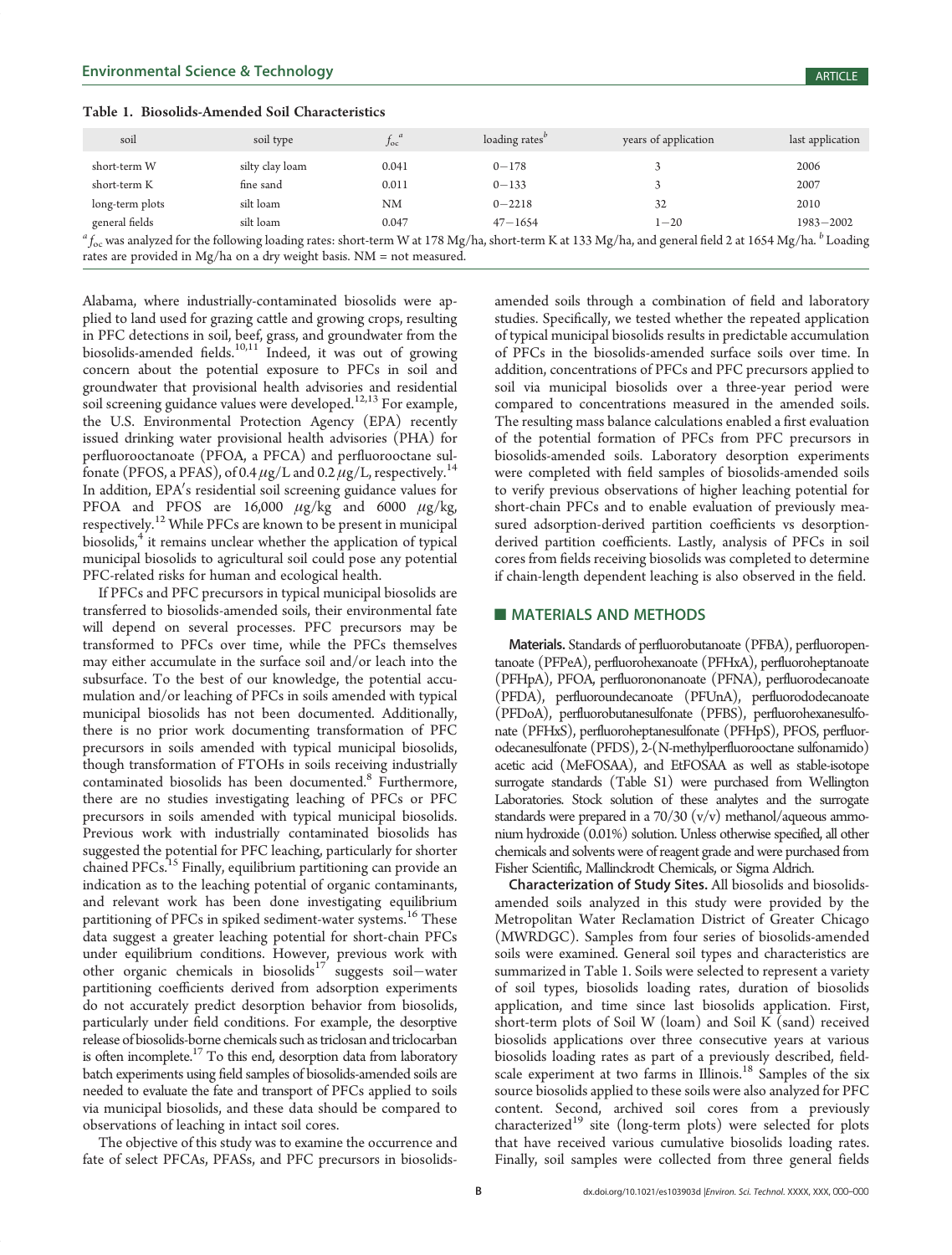**Table 1. Biosolids-Amended Soil Characteristics**

| soil | soil type | $f_{oc}$[a] | loading rates[b] | years of application | last application |
|---|---|---|---|---|---|
| short-term W | silty clay loam | 0.041 | 0−178 | 3 | 2006 |
| short-term K | fine sand | 0.011 | 0−133 | 3 | 2007 |
| long-term plots | silt loam | NM | 0−2218 | 32 | 2010 |
| general fields | silt loam | 0.047 | 47−1654 | 1−20 | 1983−2002 |

[a] $f_{oc}$ was analyzed for the following loading rates: short-term W at 178 Mg/ha, short-term K at 133 Mg/ha, and general field 2 at 1654 Mg/ha. [b] Loading rates are provided in Mg/ha on a dry weight basis. NM = not measured.

Alabama, where industrially-contaminated biosolids were applied to land used for grazing cattle and growing crops, resulting in PFC detections in soil, beef, grass, and groundwater from the biosolids-amended fields.[10,11] Indeed, it was out of growing concern about the potential exposure to PFCs in soil and groundwater that provisional health advisories and residential soil screening guidance values were developed.[12,13] For example, the U.S. Environmental Protection Agency (EPA) recently issued drinking water provisional health advisories (PHA) for perfluorooctanoate (PFOA, a PFCA) and perfluorooctane sulfonate (PFOS, a PFAS), of 0.4 μg/L and 0.2 μg/L, respectively.[14] In addition, EPA's residential soil screening guidance values for PFOA and PFOS are 16,000 μg/kg and 6000 μg/kg, respectively.[12] While PFCs are known to be present in municipal biosolids,[4] it remains unclear whether the application of typical municipal biosolids to agricultural soil could pose any potential PFC-related risks for human and ecological health.

If PFCs and PFC precursors in typical municipal biosolids are transferred to biosolids-amended soils, their environmental fate will depend on several processes. PFC precursors may be transformed to PFCs over time, while the PFCs themselves may either accumulate in the surface soil and/or leach into the subsurface. To the best of our knowledge, the potential accumulation and/or leaching of PFCs in soils amended with typical municipal biosolids has not been documented. Additionally, there is no prior work documenting transformation of PFC precursors in soils amended with typical municipal biosolids, though transformation of FTOHs in soils receiving industrially contaminated biosolids has been documented.[8] Furthermore, there are no studies investigating leaching of PFCs or PFC precursors in soils amended with typical municipal biosolids. Previous work with industrially contaminated biosolids has suggested the potential for PFC leaching, particularly for shorter chained PFCs.[15] Finally, equilibrium partitioning can provide an indication as to the leaching potential of organic contaminants, and relevant work has been done investigating equilibrium partitioning of PFCs in spiked sediment-water systems.[16] These data suggest a greater leaching potential for short-chain PFCs under equilibrium conditions. However, previous work with other organic chemicals in biosolids[17] suggests soil−water partitioning coefficients derived from adsorption experiments do not accurately predict desorption behavior from biosolids, particularly under field conditions. For example, the desorptive release of biosolids-borne chemicals such as triclosan and triclocarban is often incomplete.[17] To this end, desorption data from laboratory batch experiments using field samples of biosolids-amended soils are needed to evaluate the fate and transport of PFCs applied to soils via municipal biosolids, and these data should be compared to observations of leaching in intact soil cores.

The objective of this study was to examine the occurrence and fate of select PFCAs, PFASs, and PFC precursors in biosolids-amended soils through a combination of field and laboratory studies. Specifically, we tested whether the repeated application of typical municipal biosolids results in predictable accumulation of PFCs in the biosolids-amended surface soils over time. In addition, concentrations of PFCs and PFC precursors applied to soil via municipal biosolids over a three-year period were compared to concentrations measured in the amended soils. The resulting mass balance calculations enabled a first evaluation of the potential formation of PFCs from PFC precursors in biosolids-amended soils. Laboratory desorption experiments were completed with field samples of biosolids-amended soils to verify previous observations of higher leaching potential for short-chain PFCs and to enable evaluation of previously measured adsorption-derived partition coefficients vs desorption-derived partition coefficients. Lastly, analysis of PFCs in soil cores from fields receiving biosolids was completed to determine if chain-length dependent leaching is also observed in the field.

## MATERIALS AND METHODS

**Materials.** Standards of perfluorobutanoate (PFBA), perfluoropentanoate (PFPeA), perfluorohexanoate (PFHxA), perfluoroheptanoate (PFHpA), PFOA, perfluorononanoate (PFNA), perfluorodecanoate (PFDA), perfluoroundecanoate (PFUnA), perfluorododecanoate (PFDoA), perfluorobutanesulfonate (PFBS), perfluorohexanesulfonate (PFHxS), perfluoroheptanesulfonate (PFHpS), PFOS, perfluorodecanesulfonate (PFDS), 2-(N-methylperfluorooctane sulfonamido) acetic acid (MeFOSAA), and EtFOSAA as well as stable-isotope surrogate standards (Table S1) were purchased from Wellington Laboratories. Stock solution of these analytes and the surrogate standards were prepared in a 70/30 (v/v) methanol/aqueous ammonium hydroxide (0.01%) solution. Unless otherwise specified, all other chemicals and solvents were of reagent grade and were purchased from Fisher Scientific, Mallinckrodt Chemicals, or Sigma Aldrich.

**Characterization of Study Sites.** All biosolids and biosolids-amended soils analyzed in this study were provided by the Metropolitan Water Reclamation District of Greater Chicago (MWRDGC). Samples from four series of biosolids-amended soils were examined. General soil types and characteristics are summarized in Table 1. Soils were selected to represent a variety of soil types, biosolids loading rates, duration of biosolids application, and time since last biosolids application. First, short-term plots of Soil W (loam) and Soil K (sand) received biosolids applications over three consecutive years at various biosolids loading rates as part of a previously described, field-scale experiment at two farms in Illinois.[18] Samples of the six source biosolids applied to these soils were also analyzed for PFC content. Second, archived soil cores from a previously characterized[19] site (long-term plots) were selected for plots that have received various cumulative biosolids loading rates. Finally, soil samples were collected from three general fields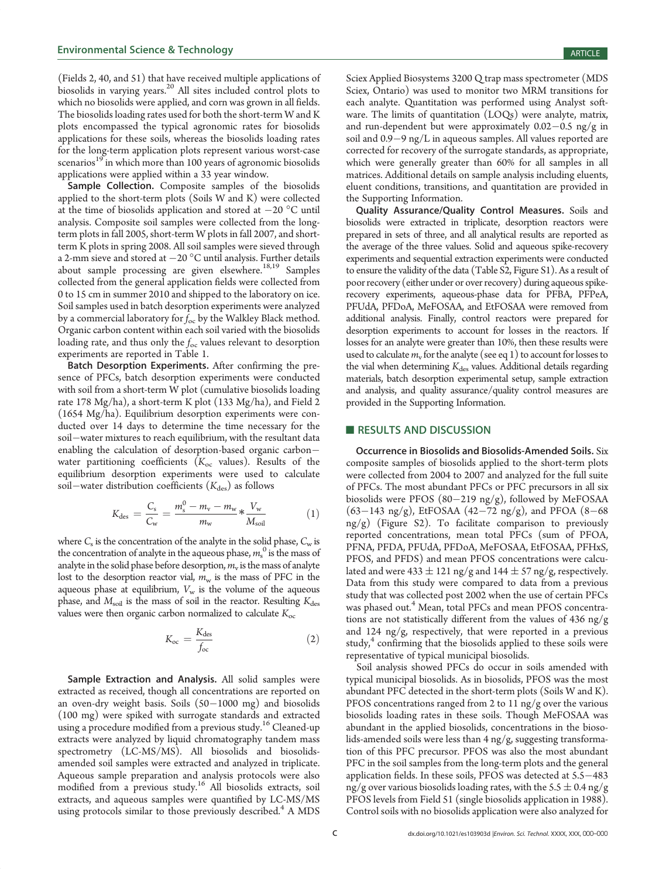(Fields 2, 40, and 51) that have received multiple applications of biosolids in varying years.[20] All sites included control plots to which no biosolids were applied, and corn was grown in all fields. The biosolids loading rates used for both the short-term W and K plots encompassed the typical agronomic rates for biosolids applications for these soils, whereas the biosolids loading rates for the long-term application plots represent various worst-case scenarios[19] in which more than 100 years of agronomic biosolids applications were applied within a 33 year window.

**Sample Collection.** Composite samples of the biosolids applied to the short-term plots (Soils W and K) were collected at the time of biosolids application and stored at −20 °C until analysis. Composite soil samples were collected from the long-term plots in fall 2005, short-term W plots in fall 2007, and short-term K plots in spring 2008. All soil samples were sieved through a 2-mm sieve and stored at −20 °C until analysis. Further details about sample processing are given elsewhere.[18,19] Samples collected from the general application fields were collected from 0 to 15 cm in summer 2010 and shipped to the laboratory on ice. Soil samples used in batch desorption experiments were analyzed by a commercial laboratory for $f_{oc}$ by the Walkley Black method. Organic carbon content within each soil varied with the biosolids loading rate, and thus only the $f_{oc}$ values relevant to desorption experiments are reported in Table 1.

**Batch Desorption Experiments.** After confirming the presence of PFCs, batch desorption experiments were conducted with soil from a short-term W plot (cumulative biosolids loading rate 178 Mg/ha), a short-term K plot (133 Mg/ha), and Field 2 (1654 Mg/ha). Equilibrium desorption experiments were conducted over 14 days to determine the time necessary for the soil−water mixtures to reach equilibrium, with the resultant data enabling the calculation of desorption-based organic carbon−water partitioning coefficients ($K_{oc}$ values). Results of the equilibrium desorption experiments were used to calculate soil−water distribution coefficients ($K_{des}$) as follows

$$K_{des} = \frac{C_s}{C_w} = \frac{m_s^0 - m_v - m_w}{m_w} * \frac{V_w}{M_{soil}} \quad (1)$$

where $C_s$ is the concentration of the analyte in the solid phase, $C_w$ is the concentration of analyte in the aqueous phase, $m_s^0$ is the mass of analyte in the solid phase before desorption, $m_v$ is the mass of analyte lost to the desorption reactor vial, $m_w$ is the mass of PFC in the aqueous phase at equilibrium, $V_w$ is the volume of the aqueous phase, and $M_{soil}$ is the mass of soil in the reactor. Resulting $K_{des}$ values were then organic carbon normalized to calculate $K_{oc}$

$$K_{oc} = \frac{K_{des}}{f_{oc}} \quad (2)$$

**Sample Extraction and Analysis.** All solid samples were extracted as received, though all concentrations are reported on an oven-dry weight basis. Soils (50−1000 mg) and biosolids (100 mg) were spiked with surrogate standards and extracted using a procedure modified from a previous study.[16] Cleaned-up extracts were analyzed by liquid chromatography tandem mass spectrometry (LC-MS/MS). All biosolids and biosolids-amended soil samples were extracted and analyzed in triplicate. Aqueous sample preparation and analysis protocols were also modified from a previous study.[16] All biosolids extracts, soil extracts, and aqueous samples were quantified by LC-MS/MS using protocols similar to those previously described.[4] A MDS Sciex Applied Biosystems 3200 Q trap mass spectrometer (MDS Sciex, Ontario) was used to monitor two MRM transitions for each analyte. Quantitation was performed using Analyst software. The limits of quantitation (LOQs) were analyte, matrix, and run-dependent but were approximately 0.02−0.5 ng/g in soil and 0.9−9 ng/L in aqueous samples. All values reported are corrected for recovery of the surrogate standards, as appropriate, which were generally greater than 60% for all samples in all matrices. Additional details on sample analysis including eluents, eluent conditions, transitions, and quantitation are provided in the Supporting Information.

**Quality Assurance/Quality Control Measures.** Soils and biosolids were extracted in triplicate, desorption reactors were prepared in sets of three, and all analytical results are reported as the average of the three values. Solid and aqueous spike-recovery experiments and sequential extraction experiments were conducted to ensure the validity of the data (Table S2, Figure S1). As a result of poor recovery (either under or over recovery) during aqueous spike-recovery experiments, aqueous-phase data for PFBA, PFPeA, PFUdA, PFDoA, MeFOSAA, and EtFOSAA were removed from additional analysis. Finally, control reactors were prepared for desorption experiments to account for losses in the reactors. If losses for an analyte were greater than 10%, then these results were used to calculate $m_v$ for the analyte (see eq 1) to account for losses to the vial when determining $K_{des}$ values. Additional details regarding materials, batch desorption experimental setup, sample extraction and analysis, and quality assurance/quality control measures are provided in the Supporting Information.

## RESULTS AND DISCUSSION

**Occurrence in Biosolids and Biosolids-Amended Soils.** Six composite samples of biosolids applied to the short-term plots were collected from 2004 to 2007 and analyzed for the full suite of PFCs. The most abundant PFCs or PFC precursors in all six biosolids were PFOS (80−219 ng/g), followed by MeFOSAA (63−143 ng/g), EtFOSAA (42−72 ng/g), and PFOA (8−68 ng/g) (Figure S2). To facilitate comparison to previously reported concentrations, mean total PFCs (sum of PFOA, PFNA, PFDA, PFUdA, PFDoA, MeFOSAA, EtFOSAA, PFHxS, PFOS, and PFDS) and mean PFOS concentrations were calculated and were 433 ± 121 ng/g and 144 ± 57 ng/g, respectively. Data from this study were compared to data from a previous study that was collected post 2002 when the use of certain PFCs was phased out.[4] Mean, total PFCs and mean PFOS concentrations are not statistically different from the values of 436 ng/g and 124 ng/g, respectively, that were reported in a previous study,[4] confirming that the biosolids applied to these soils were representative of typical municipal biosolids.

Soil analysis showed PFCs do occur in soils amended with typical municipal biosolids. As in biosolids, PFOS was the most abundant PFC detected in the short-term plots (Soils W and K). PFOS concentrations ranged from 2 to 11 ng/g over the various biosolids loading rates in these soils. Though MeFOSAA was abundant in the applied biosolids, concentrations in the biosolids-amended soils were less than 4 ng/g, suggesting transformation of this PFC precursor. PFOS was also the most abundant PFC in the soil samples from the long-term plots and the general application fields. In these soils, PFOS was detected at 5.5−483 ng/g over various biosolids loading rates, with the 5.5 ± 0.4 ng/g PFOS levels from Field 51 (single biosolids application in 1988). Control soils with no biosolids application were also analyzed for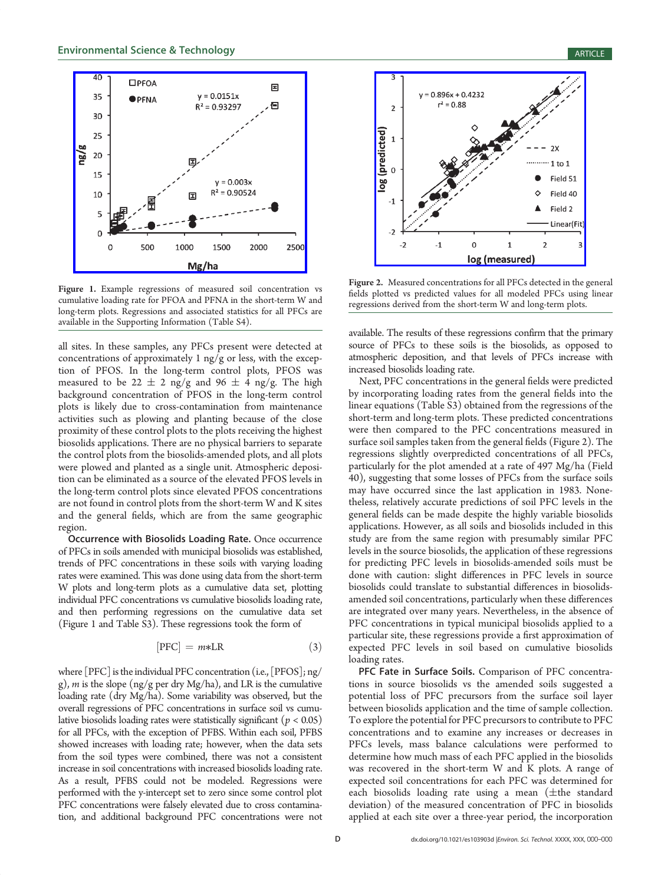Figure 1. Example regressions of measured soil concentration vs cumulative loading rate for PFOA and PFNA in the short-term W and long-term plots. Regressions and associated statistics for all PFCs are available in the Supporting Information (Table S4).

Figure 2. Measured concentrations for all PFCs detected in the general fields plotted vs predicted values for all modeled PFCs using linear regressions derived from the short-term W and long-term plots.

all sites. In these samples, any PFCs present were detected at concentrations of approximately 1 ng/g or less, with the exception of PFOS. In the long-term control plots, PFOS was measured to be 22 ± 2 ng/g and 96 ± 4 ng/g. The high background concentration of PFOS in the long-term control plots is likely due to cross-contamination from maintenance activities such as plowing and planting because of the close proximity of these control plots to the plots receiving the highest biosolids applications. There are no physical barriers to separate the control plots from the biosolids-amended plots, and all plots were plowed and planted as a single unit. Atmospheric deposition can be eliminated as a source of the elevated PFOS levels in the long-term control plots since elevated PFOS concentrations are not found in control plots from the short-term W and K sites and the general fields, which are from the same geographic region.

**Occurrence with Biosolids Loading Rate.** Once occurrence of PFCs in soils amended with municipal biosolids was established, trends of PFC concentrations in these soils with varying loading rates were examined. This was done using data from the short-term W plots and long-term plots as a cumulative data set, plotting individual PFC concentrations vs cumulative biosolids loading rate, and then performing regressions on the cumulative data set (Figure 1 and Table S3). These regressions took the form of

$$[\text{PFC}] = m * \text{LR} \tag{3}$$

where [PFC] is the individual PFC concentration (i.e., [PFOS]; ng/g), $m$ is the slope (ng/g per dry Mg/ha), and LR is the cumulative loading rate (dry Mg/ha). Some variability was observed, but the overall regressions of PFC concentrations in surface soil vs cumulative biosolids loading rates were statistically significant ($p < 0.05$) for all PFCs, with the exception of PFBS. Within each soil, PFBS showed increases with loading rate; however, when the data sets from the soil types were combined, there was not a consistent increase in soil concentrations with increased biosolids loading rate. As a result, PFBS could not be modeled. Regressions were performed with the y-intercept set to zero since some control plot PFC concentrations were falsely elevated due to cross contamination, and additional background PFC concentrations were not available. The results of these regressions confirm that the primary source of PFCs to these soils is the biosolids, as opposed to atmospheric deposition, and that levels of PFCs increase with increased biosolids loading rate.

Next, PFC concentrations in the general fields were predicted by incorporating loading rates from the general fields into the linear equations (Table S3) obtained from the regressions of the short-term and long-term plots. These predicted concentrations were then compared to the PFC concentrations measured in surface soil samples taken from the general fields (Figure 2). The regressions slightly overpredicted concentrations of all PFCs, particularly for the plot amended at a rate of 497 Mg/ha (Field 40), suggesting that some losses of PFCs from the surface soils may have occurred since the last application in 1983. Nonetheless, relatively accurate predictions of soil PFC levels in the general fields can be made despite the highly variable biosolids applications. However, as all soils and biosolids included in this study are from the same region with presumably similar PFC levels in the source biosolids, the application of these regressions for predicting PFC levels in biosolids-amended soils must be done with caution: slight differences in PFC levels in source biosolids could translate to substantial differences in biosolids-amended soil concentrations, particularly when these differences are integrated over many years. Nevertheless, in the absence of PFC concentrations in typical municipal biosolids applied to a particular site, these regressions provide a first approximation of expected PFC levels in soil based on cumulative biosolids loading rates.

**PFC Fate in Surface Soils.** Comparison of PFC concentrations in source biosolids vs the amended soils suggested a potential loss of PFC precursors from the surface soil layer between biosolids application and the time of sample collection. To explore the potential for PFC precursors to contribute to PFC concentrations and to examine any increases or decreases in PFCs levels, mass balance calculations were performed to determine how much mass of each PFC applied in the biosolids was recovered in the short-term W and K plots. A range of expected soil concentrations for each PFC was determined for each biosolids loading rate using a mean (±the standard deviation) of the measured concentration of PFC in biosolids applied at each site over a three-year period, the incorporation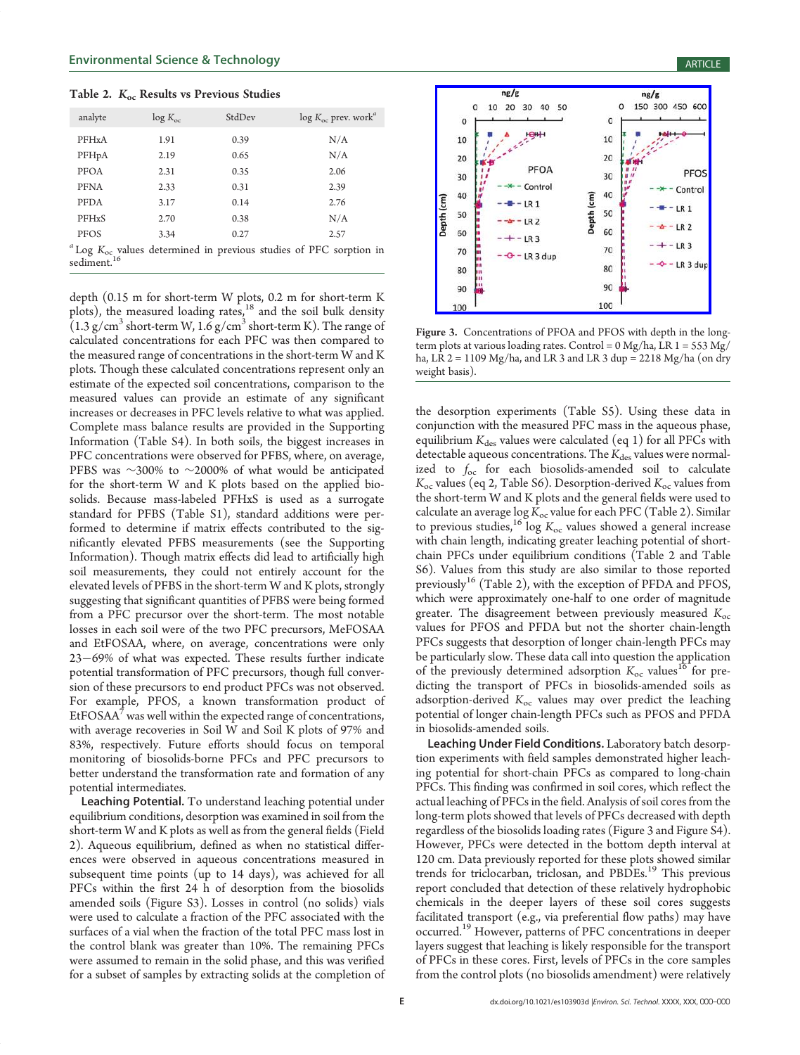Table 2. $K_{oc}$ Results vs Previous Studies

| analyte | log $K_{oc}$ | StdDev | log $K_{oc}$ prev. work[a] |
|---|---|---|---|
| PFHxA | 1.91 | 0.39 | N/A |
| PFHpA | 2.19 | 0.65 | N/A |
| PFOA | 2.31 | 0.35 | 2.06 |
| PFNA | 2.33 | 0.31 | 2.39 |
| PFDA | 3.17 | 0.14 | 2.76 |
| PFHxS | 2.70 | 0.38 | N/A |
| PFOS | 3.34 | 0.27 | 2.57 |

[a] Log $K_{oc}$ values determined in previous studies of PFC sorption in sediment.[16]

depth (0.15 m for short-term W plots, 0.2 m for short-term K plots), the measured loading rates,[18] and the soil bulk density (1.3 g/cm$^3$ short-term W, 1.6 g/cm$^3$ short-term K). The range of calculated concentrations for each PFC was then compared to the measured range of concentrations in the short-term W and K plots. Though these calculated concentrations represent only an estimate of the expected soil concentrations, comparison to the measured values can provide an estimate of any significant increases or decreases in PFC levels relative to what was applied. Complete mass balance results are provided in the Supporting Information (Table S4). In both soils, the biggest increases in PFC concentrations were observed for PFBS, where, on average, PFBS was ~300% to ~2000% of what would be anticipated for the short-term W and K plots based on the applied biosolids. Because mass-labeled PFHxS is used as a surrogate standard for PFBS (Table S1), standard additions were performed to determine if matrix effects contributed to the significantly elevated PFBS measurements (see the Supporting Information). Though matrix effects did lead to artificially high soil measurements, they could not entirely account for the elevated levels of PFBS in the short-term W and K plots, strongly suggesting that significant quantities of PFBS were being formed from a PFC precursor over the short-term. The most notable losses in each soil were of the two PFC precursors, MeFOSAA and EtFOSAA, where, on average, concentrations were only 23−69% of what was expected. These results further indicate potential transformation of PFC precursors, though full conversion of these precursors to end product PFCs was not observed. For example, PFOS, a known transformation product of EtFOSAA[7] was well within the expected range of concentrations, with average recoveries in Soil W and Soil K plots of 97% and 83%, respectively. Future efforts should focus on temporal monitoring of biosolids-borne PFCs and PFC precursors to better understand the transformation rate and formation of any potential intermediates.

**Leaching Potential.** To understand leaching potential under equilibrium conditions, desorption was examined in soil from the short-term W and K plots as well as from the general fields (Field 2). Aqueous equilibrium, defined as when no statistical differences were observed in aqueous concentrations measured in subsequent time points (up to 14 days), was achieved for all PFCs within the first 24 h of desorption from the biosolids amended soils (Figure S3). Losses in control (no solids) vials were used to calculate a fraction of the PFC associated with the surfaces of a vial when the fraction of the total PFC mass lost in the control blank was greater than 10%. The remaining PFCs were assumed to remain in the solid phase, and this was verified for a subset of samples by extracting solids at the completion of

Figure 3. Concentrations of PFOA and PFOS with depth in the long-term plots at various loading rates. Control = 0 Mg/ha, LR 1 = 553 Mg/ha, LR 2 = 1109 Mg/ha, and LR 3 and LR 3 dup = 2218 Mg/ha (on dry weight basis).

the desorption experiments (Table S5). Using these data in conjunction with the measured PFC mass in the aqueous phase, equilibrium $K_{des}$ values were calculated (eq 1) for all PFCs with detectable aqueous concentrations. The $K_{des}$ values were normalized to $f_{oc}$ for each biosolids-amended soil to calculate $K_{oc}$ values (eq 2, Table S6). Desorption-derived $K_{oc}$ values from the short-term W and K plots and the general fields were used to calculate an average log $K_{oc}$ value for each PFC (Table 2). Similar to previous studies,[16] log $K_{oc}$ values showed a general increase with chain length, indicating greater leaching potential of short-chain PFCs under equilibrium conditions (Table 2 and Table S6). Values from this study are also similar to those reported previously[16] (Table 2), with the exception of PFDA and PFOS, which were approximately one-half to one order of magnitude greater. The disagreement between previously measured $K_{oc}$ values for PFOS and PFDA but not the shorter chain-length PFCs suggests that desorption of longer chain-length PFCs may be particularly slow. These data call into question the application of the previously determined adsorption $K_{oc}$ values[16] for predicting the transport of PFCs in biosolids-amended soils as adsorption-derived $K_{oc}$ values may over predict the leaching potential of longer chain-length PFCs such as PFOS and PFDA in biosolids-amended soils.

**Leaching Under Field Conditions.** Laboratory batch desorption experiments with field samples demonstrated higher leaching potential for short-chain PFCs as compared to long-chain PFCs. This finding was confirmed in soil cores, which reflect the actual leaching of PFCs in the field. Analysis of soil cores from the long-term plots showed that levels of PFCs decreased with depth regardless of the biosolids loading rates (Figure 3 and Figure S4). However, PFCs were detected in the bottom depth interval at 120 cm. Data previously reported for these plots showed similar trends for triclocarban, triclosan, and PBDEs.[19] This previous report concluded that detection of these relatively hydrophobic chemicals in the deeper layers of these soil cores suggests facilitated transport (e.g., via preferential flow paths) may have occurred.[19] However, patterns of PFC concentrations in deeper layers suggest that leaching is likely responsible for the transport of PFCs in these cores. First, levels of PFCs in the core samples from the control plots (no biosolids amendment) were relatively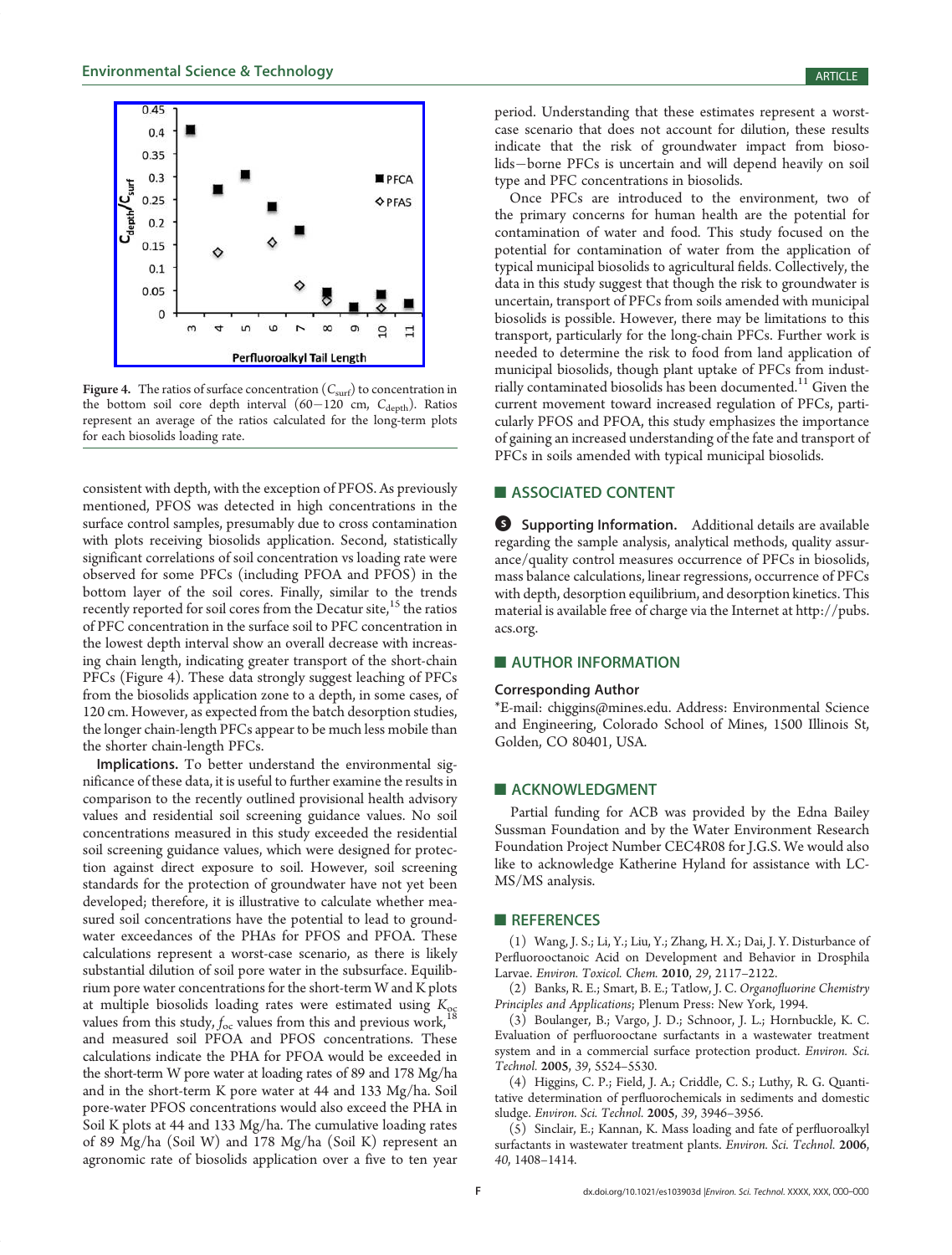Figure 4. The ratios of surface concentration ($C_{surf}$) to concentration in the bottom soil core depth interval (60−120 cm, $C_{depth}$). Ratios represent an average of the ratios calculated for the long-term plots for each biosolids loading rate.

consistent with depth, with the exception of PFOS. As previously mentioned, PFOS was detected in high concentrations in the surface control samples, presumably due to cross contamination with plots receiving biosolids application. Second, statistically significant correlations of soil concentration vs loading rate were observed for some PFCs (including PFOA and PFOS) in the bottom layer of the soil cores. Finally, similar to the trends recently reported for soil cores from the Decatur site,[15] the ratios of PFC concentration in the surface soil to PFC concentration in the lowest depth interval show an overall decrease with increasing chain length, indicating greater transport of the short-chain PFCs (Figure 4). These data strongly suggest leaching of PFCs from the biosolids application zone to a depth, in some cases, of 120 cm. However, as expected from the batch desorption studies, the longer chain-length PFCs appear to be much less mobile than the shorter chain-length PFCs.

**Implications.** To better understand the environmental significance of these data, it is useful to further examine the results in comparison to the recently outlined provisional health advisory values and residential soil screening guidance values. No soil concentrations measured in this study exceeded the residential soil screening guidance values, which were designed for protection against direct exposure to soil. However, soil screening standards for the protection of groundwater have not yet been developed; therefore, it is illustrative to calculate whether measured soil concentrations have the potential to lead to groundwater exceedances of the PHAs for PFOS and PFOA. These calculations represent a worst-case scenario, as there is likely substantial dilution of soil pore water in the subsurface. Equilibrium pore water concentrations for the short-term W and K plots at multiple biosolids loading rates were estimated using $K_{oc}$ values from this study, $f_{oc}$ values from this and previous work,[18] and measured soil PFOA and PFOS concentrations. These calculations indicate the PHA for PFOA would be exceeded in the short-term W pore water at loading rates of 89 and 178 Mg/ha and in the short-term K pore water at 44 and 133 Mg/ha. Soil pore-water PFOS concentrations would also exceed the PHA in Soil K plots at 44 and 133 Mg/ha. The cumulative loading rates of 89 Mg/ha (Soil W) and 178 Mg/ha (Soil K) represent an agronomic rate of biosolids application over a five to ten year period. Understanding that these estimates represent a worst-case scenario that does not account for dilution, these results indicate that the risk of groundwater impact from biosolids−borne PFCs is uncertain and will depend heavily on soil type and PFC concentrations in biosolids.

Once PFCs are introduced to the environment, two of the primary concerns for human health are the potential for contamination of water and food. This study focused on the potential for contamination of water from the application of typical municipal biosolids to agricultural fields. Collectively, the data in this study suggest that though the risk to groundwater is uncertain, transport of PFCs from soils amended with municipal biosolids is possible. However, there may be limitations to this transport, particularly for the long-chain PFCs. Further work is needed to determine the risk to food from land application of municipal biosolids, though plant uptake of PFCs from industrially contaminated biosolids has been documented.[11] Given the current movement toward increased regulation of PFCs, particularly PFOS and PFOA, this study emphasizes the importance of gaining an increased understanding of the fate and transport of PFCs in soils amended with typical municipal biosolids.

## ■ ASSOCIATED CONTENT

**Supporting Information.** Additional details are available regarding the sample analysis, analytical methods, quality assurance/quality control measures occurrence of PFCs in biosolids, mass balance calculations, linear regressions, occurrence of PFCs with depth, desorption equilibrium, and desorption kinetics. This material is available free of charge via the Internet at http://pubs.acs.org.

## ■ AUTHOR INFORMATION

### Corresponding Author

*E-mail: chiggins@mines.edu. Address: Environmental Science and Engineering, Colorado School of Mines, 1500 Illinois St, Golden, CO 80401, USA.

## ■ ACKNOWLEDGMENT

Partial funding for ACB was provided by the Edna Bailey Sussman Foundation and by the Water Environment Research Foundation Project Number CEC4R08 for J.G.S. We would also like to acknowledge Katherine Hyland for assistance with LC-MS/MS analysis.

## ■ REFERENCES

(1) Wang, J. S.; Li, Y.; Liu, Y.; Zhang, H. X.; Dai, J. Y. Disturbance of Perfluorooctanoic Acid on Development and Behavior in Drosphila Larvae. *Environ. Toxicol. Chem.* **2010**, *29*, 2117–2122.

(2) Banks, R. E.; Smart, B. E.; Tatlow, J. C. *Organofluorine Chemistry Principles and Applications*; Plenum Press: New York, 1994.

(3) Boulanger, B.; Vargo, J. D.; Schnoor, J. L.; Hornbuckle, K. C. Evaluation of perfluorooctane surfactants in a wastewater treatment system and in a commercial surface protection product. *Environ. Sci. Technol.* **2005**, *39*, 5524–5530.

(4) Higgins, C. P.; Field, J. A.; Criddle, C. S.; Luthy, R. G. Quantitative determination of perfluorochemicals in sediments and domestic sludge. *Environ. Sci. Technol.* **2005**, *39*, 3946–3956.

(5) Sinclair, E.; Kannan, K. Mass loading and fate of perfluoroalkyl surfactants in wastewater treatment plants. *Environ. Sci. Technol.* **2006**, *40*, 1408–1414.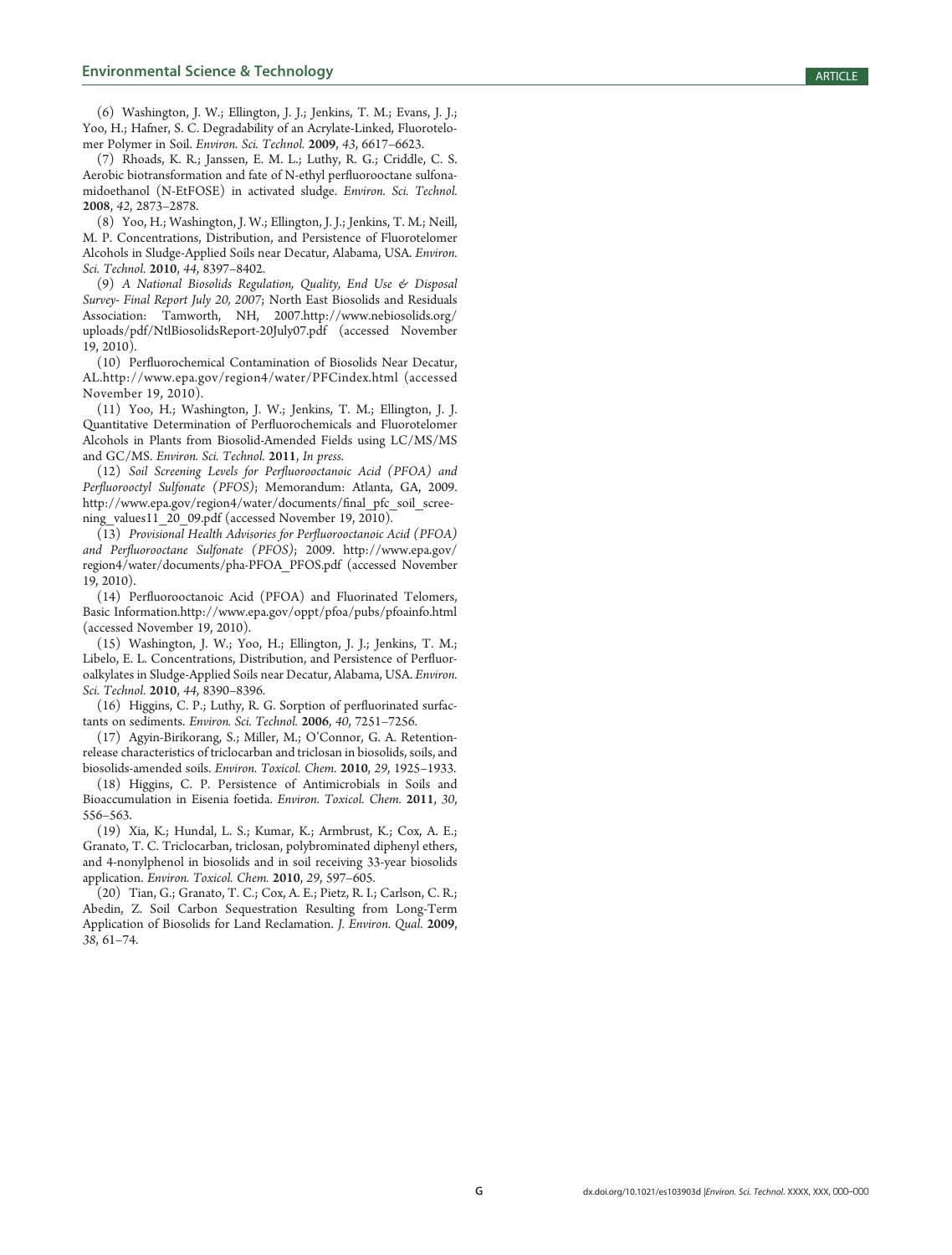(6) Washington, J. W.; Ellington, J. J.; Jenkins, T. M.; Evans, J. J.; Yoo, H.; Hafner, S. C. Degradability of an Acrylate-Linked, Fluorotelomer Polymer in Soil. *Environ. Sci. Technol.* **2009**, *43*, 6617–6623.

(7) Rhoads, K. R.; Janssen, E. M. L.; Luthy, R. G.; Criddle, C. S. Aerobic biotransformation and fate of N-ethyl perfluorooctane sulfonamidoethanol (N-EtFOSE) in activated sludge. *Environ. Sci. Technol.* **2008**, *42*, 2873–2878.

(8) Yoo, H.; Washington, J. W.; Ellington, J. J.; Jenkins, T. M.; Neill, M. P. Concentrations, Distribution, and Persistence of Fluorotelomer Alcohols in Sludge-Applied Soils near Decatur, Alabama, USA. *Environ. Sci. Technol.* **2010**, *44*, 8397–8402.

(9) *A National Biosolids Regulation, Quality, End Use & Disposal Survey- Final Report July 20, 2007*; North East Biosolids and Residuals Association: Tamworth, NH, 2007.http://www.nebiosolids.org/uploads/pdf/NtlBiosolidsReport-20July07.pdf (accessed November 19, 2010).

(10) Perfluorochemical Contamination of Biosolids Near Decatur, AL.http://www.epa.gov/region4/water/PFCindex.html (accessed November 19, 2010).

(11) Yoo, H.; Washington, J. W.; Jenkins, T. M.; Ellington, J. J. Quantitative Determination of Perfluorochemicals and Fluorotelomer Alcohols in Plants from Biosolid-Amended Fields using LC/MS/MS and GC/MS. *Environ. Sci. Technol.* **2011**, *In press.*

(12) *Soil Screening Levels for Perfluorooctanoic Acid (PFOA) and Perfluorooctyl Sulfonate (PFOS)*; Memorandum: Atlanta, GA, 2009. http://www.epa.gov/region4/water/documents/final_pfc_soil_screening_values11_20_09.pdf (accessed November 19, 2010).

(13) *Provisional Health Advisories for Perfluorooctanoic Acid (PFOA) and Perfluorooctane Sulfonate (PFOS)*; 2009. http://www.epa.gov/region4/water/documents/pha-PFOA_PFOS.pdf (accessed November 19, 2010).

(14) Perfluorooctanoic Acid (PFOA) and Fluorinated Telomers, Basic Information.http://www.epa.gov/oppt/pfoa/pubs/pfoainfo.html (accessed November 19, 2010).

(15) Washington, J. W.; Yoo, H.; Ellington, J. J.; Jenkins, T. M.; Libelo, E. L. Concentrations, Distribution, and Persistence of Perfluoroalkylates in Sludge-Applied Soils near Decatur, Alabama, USA. *Environ. Sci. Technol.* **2010**, *44*, 8390–8396.

(16) Higgins, C. P.; Luthy, R. G. Sorption of perfluorinated surfactants on sediments. *Environ. Sci. Technol.* **2006**, *40*, 7251–7256.

(17) Agyin-Birikorang, S.; Miller, M.; O'Connor, G. A. Retention-release characteristics of triclocarban and triclosan in biosolids, soils, and biosolids-amended soils. *Environ. Toxicol. Chem.* **2010**, *29*, 1925–1933.

(18) Higgins, C. P. Persistence of Antimicrobials in Soils and Bioaccumulation in Eisenia foetida. *Environ. Toxicol. Chem.* **2011**, *30*, 556–563.

(19) Xia, K.; Hundal, L. S.; Kumar, K.; Armbrust, K.; Cox, A. E.; Granato, T. C. Triclocarban, triclosan, polybrominated diphenyl ethers, and 4-nonylphenol in biosolids and in soil receiving 33-year biosolids application. *Environ. Toxicol. Chem.* **2010**, *29*, 597–605.

(20) Tian, G.; Granato, T. C.; Cox, A. E.; Pietz, R. I.; Carlson, C. R.; Abedin, Z. Soil Carbon Sequestration Resulting from Long-Term Application of Biosolids for Land Reclamation. *J. Environ. Qual.* **2009**, *38*, 61–74.